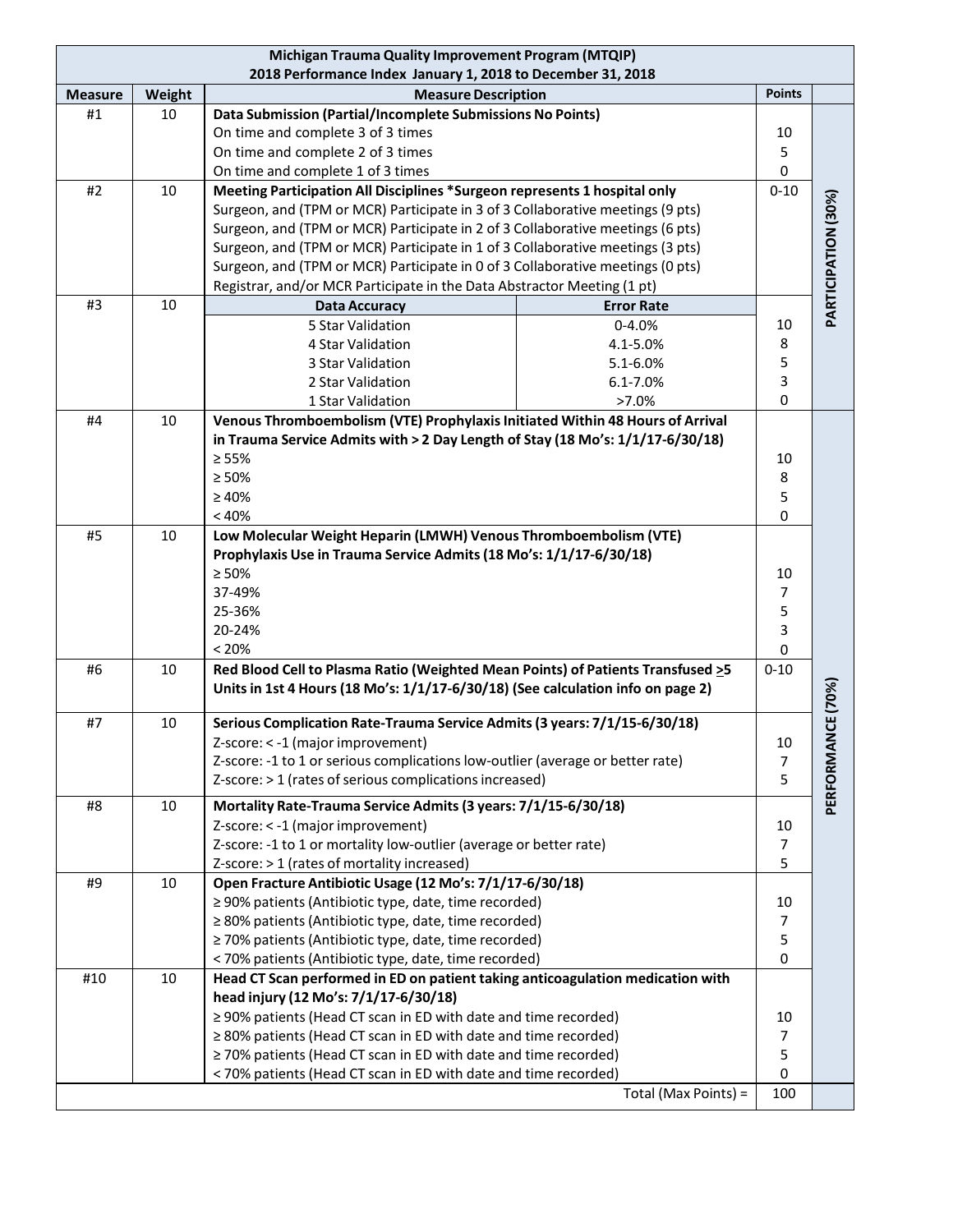# Michigan Trauma Quality Improvement Program (MTQIP)

## 2018 Performance Index January 1, 2018 to December 31, 2018

| Measure | Weight | Measure Description | | Points | |
|---|---|---|---|---|---|
| #1 | 10 | **Data Submission (Partial/Incomplete Submissions No Points)** | | | PARTICIPATION (30%) |
| | | On time and complete 3 of 3 times | | 10 | |
| | | On time and complete 2 of 3 times | | 5 | |
| | | On time and complete 1 of 3 times | | 0 | |
| #2 | 10 | **Meeting Participation All Disciplines *Surgeon represents 1 hospital only** | | 0-10 | |
| | | Surgeon, and (TPM or MCR) Participate in 3 of 3 Collaborative meetings (9 pts) | | | |
| | | Surgeon, and (TPM or MCR) Participate in 2 of 3 Collaborative meetings (6 pts) | | | |
| | | Surgeon, and (TPM or MCR) Participate in 1 of 3 Collaborative meetings (3 pts) | | | |
| | | Surgeon, and (TPM or MCR) Participate in 0 of 3 Collaborative meetings (0 pts) | | | |
| | | Registrar, and/or MCR Participate in the Data Abstractor Meeting (1 pt) | | | |
| #3 | 10 | **Data Accuracy** | **Error Rate** | | |
| | | 5 Star Validation | 0-4.0% | 10 | |
| | | 4 Star Validation | 4.1-5.0% | 8 | |
| | | 3 Star Validation | 5.1-6.0% | 5 | |
| | | 2 Star Validation | 6.1-7.0% | 3 | |
| | | 1 Star Validation | >7.0% | 0 | |
| #4 | 10 | **Venous Thromboembolism (VTE) Prophylaxis Initiated Within 48 Hours of Arrival in Trauma Service Admits with > 2 Day Length of Stay (18 Mo's: 1/1/17-6/30/18)** | | | PERFORMANCE (70%) |
| | | ≥ 55% | | 10 | |
| | | ≥ 50% | | 8 | |
| | | ≥ 40% | | 5 | |
| | | < 40% | | 0 | |
| #5 | 10 | **Low Molecular Weight Heparin (LMWH) Venous Thromboembolism (VTE) Prophylaxis Use in Trauma Service Admits (18 Mo's: 1/1/17-6/30/18)** | | | |
| | | ≥ 50% | | 10 | |
| | | 37-49% | | 7 | |
| | | 25-36% | | 5 | |
| | | 20-24% | | 3 | |
| | | < 20% | | 0 | |
| #6 | 10 | **Red Blood Cell to Plasma Ratio (Weighted Mean Points) of Patients Transfused ≥5 Units in 1st 4 Hours (18 Mo's: 1/1/17-6/30/18) (See calculation info on page 2)** | | 0-10 | |
| #7 | 10 | **Serious Complication Rate-Trauma Service Admits (3 years: 7/1/15-6/30/18)** | | | |
| | | Z-score: < -1 (major improvement) | | 10 | |
| | | Z-score: -1 to 1 or serious complications low-outlier (average or better rate) | | 7 | |
| | | Z-score: > 1 (rates of serious complications increased) | | 5 | |
| #8 | 10 | **Mortality Rate-Trauma Service Admits (3 years: 7/1/15-6/30/18)** | | | |
| | | Z-score: < -1 (major improvement) | | 10 | |
| | | Z-score: -1 to 1 or mortality low-outlier (average or better rate) | | 7 | |
| | | Z-score: > 1 (rates of mortality increased) | | 5 | |
| #9 | 10 | **Open Fracture Antibiotic Usage (12 Mo's: 7/1/17-6/30/18)** | | | |
| | | ≥ 90% patients (Antibiotic type, date, time recorded) | | 10 | |
| | | ≥ 80% patients (Antibiotic type, date, time recorded) | | 7 | |
| | | ≥ 70% patients (Antibiotic type, date, time recorded) | | 5 | |
| | | < 70% patients (Antibiotic type, date, time recorded) | | 0 | |
| #10 | 10 | **Head CT Scan performed in ED on patient taking anticoagulation medication with head injury (12 Mo's: 7/1/17-6/30/18)** | | | |
| | | ≥ 90% patients (Head CT scan in ED with date and time recorded) | | 10 | |
| | | ≥ 80% patients (Head CT scan in ED with date and time recorded) | | 7 | |
| | | ≥ 70% patients (Head CT scan in ED with date and time recorded) | | 5 | |
| | | < 70% patients (Head CT scan in ED with date and time recorded) | | 0 | |
| | | | Total (Max Points) = | 100 | |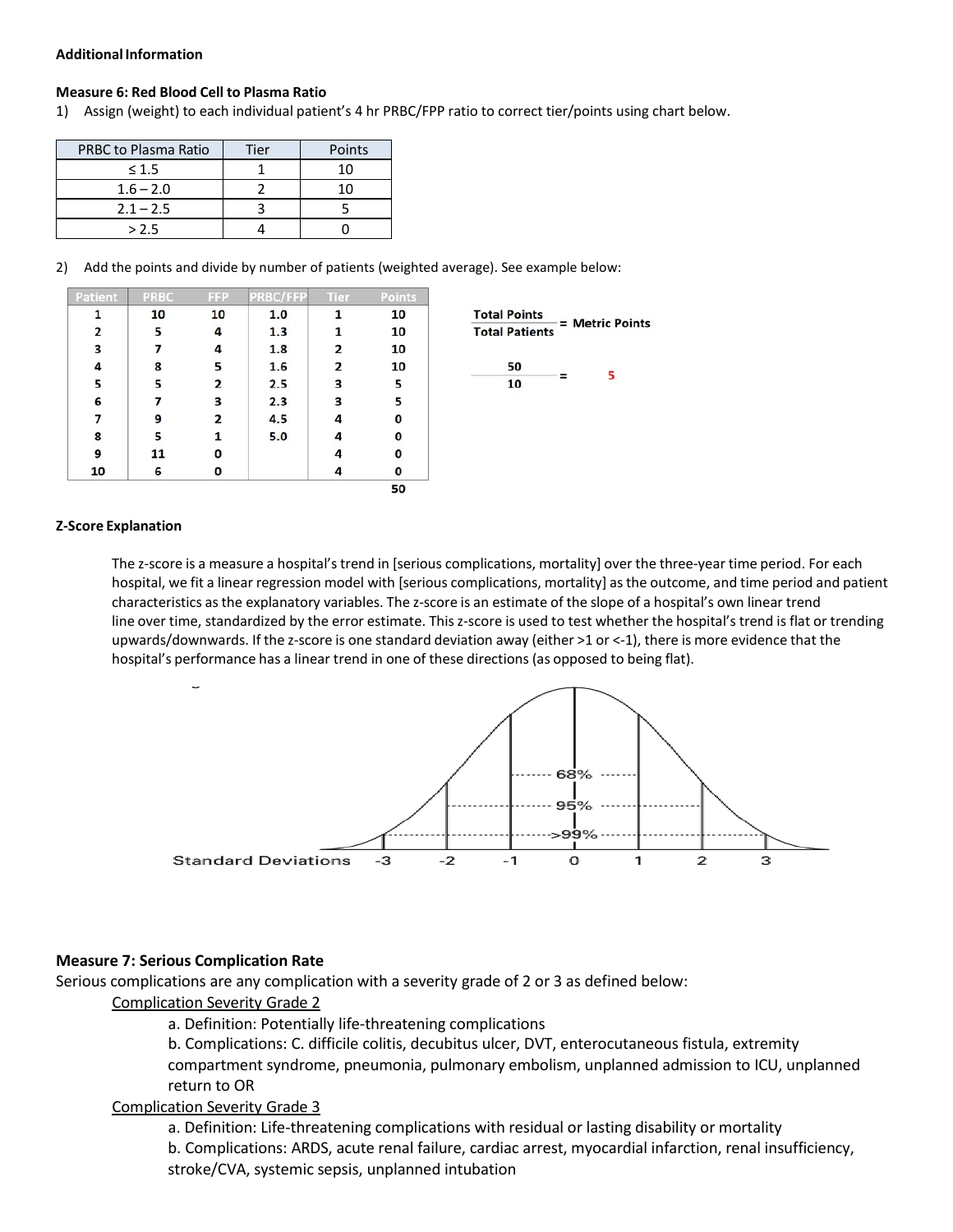**Additional Information**

**Measure 6: Red Blood Cell to Plasma Ratio**

1) Assign (weight) to each individual patient's 4 hr PRBC/FPP ratio to correct tier/points using chart below.

| PRBC to Plasma Ratio | Tier | Points |
|---|---|---|
| ≤ 1.5 | 1 | 10 |
| 1.6 – 2.0 | 2 | 10 |
| 2.1 – 2.5 | 3 | 5 |
| > 2.5 | 4 | 0 |

2) Add the points and divide by number of patients (weighted average). See example below:

| Patient | PRBC | FFP | PRBC/FFP | Tier | Points |
|---|---|---|---|---|---|
| 1 | 10 | 10 | 1.0 | 1 | 10 |
| 2 | 5 | 4 | 1.3 | 1 | 10 |
| 3 | 7 | 4 | 1.8 | 2 | 10 |
| 4 | 8 | 5 | 1.6 | 2 | 10 |
| 5 | 5 | 2 | 2.5 | 3 | 5 |
| 6 | 7 | 3 | 2.3 | 3 | 5 |
| 7 | 9 | 2 | 4.5 | 4 | 0 |
| 8 | 5 | 1 | 5.0 | 4 | 0 |
| 9 | 11 | 0 | | 4 | 0 |
| 10 | 6 | 0 | | 4 | 0 |
| | | | | | 50 |

$$\frac{\text{Total Points}}{\text{Total Patients}} = \text{Metric Points}$$

$$\frac{50}{10} = 5$$

**Z-Score Explanation**

The z-score is a measure a hospital's trend in [serious complications, mortality] over the three-year time period. For each hospital, we fit a linear regression model with [serious complications, mortality] as the outcome, and time period and patient characteristics as the explanatory variables. The z-score is an estimate of the slope of a hospital's own linear trend line over time, standardized by the error estimate. This z-score is used to test whether the hospital's trend is flat or trending upwards/downwards. If the z-score is one standard deviation away (either >1 or <-1), there is more evidence that the hospital's performance has a linear trend in one of these directions (as opposed to being flat).

68%

95%

>99%

Standard Deviations -3 -2 -1 0 1 2 3

**Measure 7: Serious Complication Rate**

Serious complications are any complication with a severity grade of 2 or 3 as defined below:

Complication Severity Grade 2

a. Definition: Potentially life-threatening complications

b. Complications: C. difficile colitis, decubitus ulcer, DVT, enterocutaneous fistula, extremity compartment syndrome, pneumonia, pulmonary embolism, unplanned admission to ICU, unplanned return to OR

Complication Severity Grade 3

a. Definition: Life-threatening complications with residual or lasting disability or mortality

b. Complications: ARDS, acute renal failure, cardiac arrest, myocardial infarction, renal insufficiency, stroke/CVA, systemic sepsis, unplanned intubation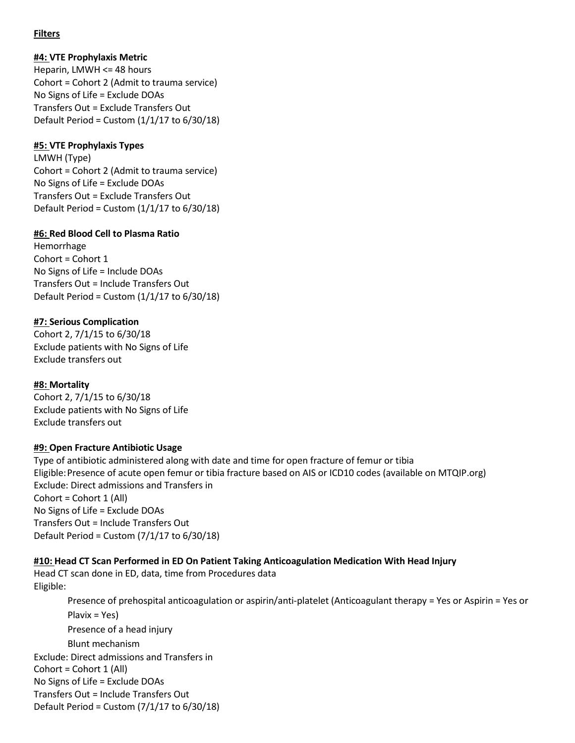**Filters**

**#4: VTE Prophylaxis Metric**
Heparin, LMWH <= 48 hours
Cohort = Cohort 2 (Admit to trauma service)
No Signs of Life = Exclude DOAs
Transfers Out = Exclude Transfers Out
Default Period = Custom (1/1/17 to 6/30/18)

**#5: VTE Prophylaxis Types**
LMWH (Type)
Cohort = Cohort 2 (Admit to trauma service)
No Signs of Life = Exclude DOAs
Transfers Out = Exclude Transfers Out
Default Period = Custom (1/1/17 to 6/30/18)

**#6: Red Blood Cell to Plasma Ratio**
Hemorrhage
Cohort = Cohort 1
No Signs of Life = Include DOAs
Transfers Out = Include Transfers Out
Default Period = Custom (1/1/17 to 6/30/18)

**#7: Serious Complication**
Cohort 2, 7/1/15 to 6/30/18
Exclude patients with No Signs of Life
Exclude transfers out

**#8: Mortality**
Cohort 2, 7/1/15 to 6/30/18
Exclude patients with No Signs of Life
Exclude transfers out

**#9: Open Fracture Antibiotic Usage**
Type of antibiotic administered along with date and time for open fracture of femur or tibia
Eligible: Presence of acute open femur or tibia fracture based on AIS or ICD10 codes (available on MTQIP.org)
Exclude: Direct admissions and Transfers in
Cohort = Cohort 1 (All)
No Signs of Life = Exclude DOAs
Transfers Out = Include Transfers Out
Default Period = Custom (7/1/17 to 6/30/18)

**#10: Head CT Scan Performed in ED On Patient Taking Anticoagulation Medication With Head Injury**
Head CT scan done in ED, data, time from Procedures data
Eligible:

- Presence of prehospital anticoagulation or aspirin/anti-platelet (Anticoagulant therapy = Yes or Aspirin = Yes or Plavix = Yes)
- Presence of a head injury
- Blunt mechanism

Exclude: Direct admissions and Transfers in
Cohort = Cohort 1 (All)
No Signs of Life = Exclude DOAs
Transfers Out = Include Transfers Out
Default Period = Custom (7/1/17 to 6/30/18)